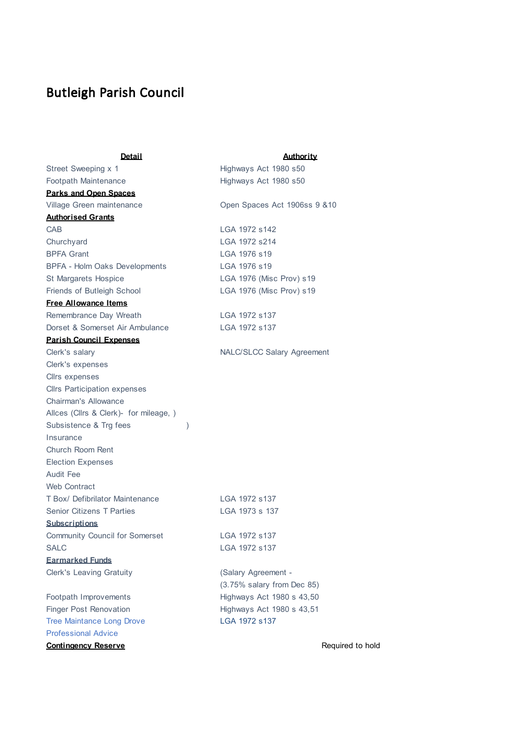# Butleigh Parish Council

| Detail | Authority |
|---|---|
| Street Sweeping x 1 | Highways Act 1980 s50 |
| Footpath Maintenance | Highways Act 1980 s50 |
| **Parks and Open Spaces** | |
| Village Green maintenance | Open Spaces Act 1906ss 9 &10 |
| **Authorised Grants** | |
| CAB | LGA 1972 s142 |
| Churchyard | LGA 1972 s214 |
| BPFA Grant | LGA 1976 s19 |
| BPFA - Holm Oaks Developments | LGA 1976 s19 |
| St Margarets Hospice | LGA 1976 (Misc Prov) s19 |
| Friends of Butleigh School | LGA 1976 (Misc Prov) s19 |
| **Free Allowance Items** | |
| Remembrance Day Wreath | LGA 1972 s137 |
| Dorset & Somerset Air Ambulance | LGA 1972 s137 |
| **Parish Council Expenses** | |
| Clerk's salary | NALC/SLCC Salary Agreement |
| Clerk's expenses | |
| Cllrs expenses | |
| Cllrs Participation expenses | |
| Chairman's Allowance | |
| Allces (Cllrs & Clerk)- for mileage, ) | |
| Subsistence & Trg fees ) | |
| Insurance | |
| Church Room Rent | |
| Election Expenses | |
| Audit Fee | |
| Web Contract | |
| T Box/ Defibrilator Maintenance | LGA 1972 s137 |
| Senior Citizens T Parties | LGA 1973 s 137 |
| **Subscriptions** | |
| Community Council for Somerset | LGA 1972 s137 |
| SALC | LGA 1972 s137 |
| **Earmarked Funds** | |
| Clerk's Leaving Gratuity | (Salary Agreement - (3.75% salary from Dec 85) |
| Footpath Improvements | Highways Act 1980 s 43,50 |
| Finger Post Renovation | Highways Act 1980 s 43,51 |
| Tree Maintance Long Drove | LGA 1972 s137 |
| Professional Advice | |
| **Contingency Reserve** | Required to hold |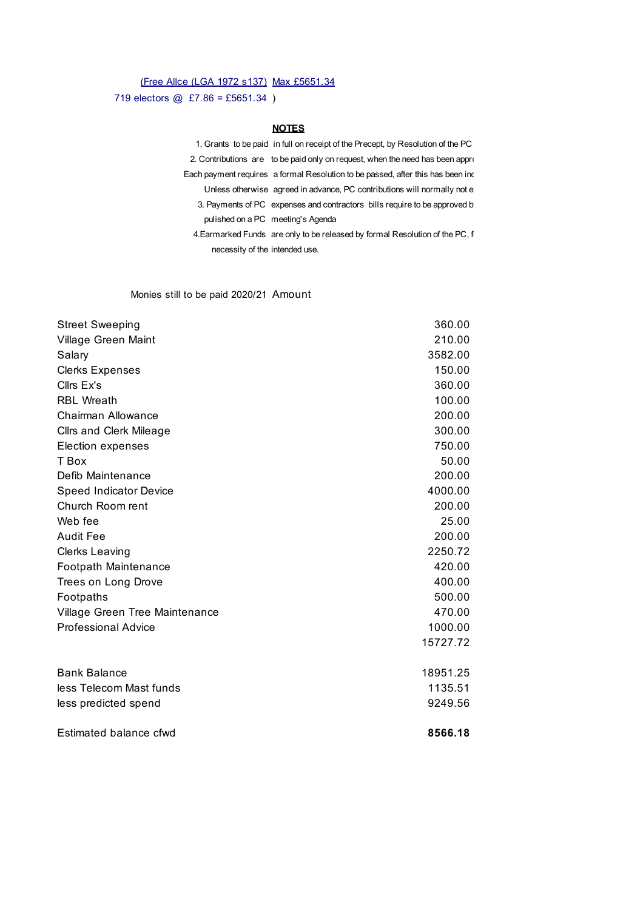(Free Allce (LGA 1972 s137) Max £5651.34

719 electors @ £7.86 = £5651.34 )

**NOTES**

1. Grants to be paid in full on receipt of the Precept, by Resolution of the PC
2. Contributions are to be paid only on request, when the need has been appr

Each payment requires a formal Resolution to be passed, after this has been inc

Unless otherwise agreed in advance, PC contributions will normally not e

3. Payments of PC expenses and contractors bills require to be approved b pulished on a PC meeting's Agenda
4. Earmarked Funds are only to be released by formal Resolution of the PC, f necessity of the intended use.

| Monies still to be paid 2020/21 | Amount |
|---|---|
| Street Sweeping | 360.00 |
| Village Green Maint | 210.00 |
| Salary | 3582.00 |
| Clerks Expenses | 150.00 |
| Cllrs Ex's | 360.00 |
| RBL Wreath | 100.00 |
| Chairman Allowance | 200.00 |
| Cllrs and Clerk Mileage | 300.00 |
| Election expenses | 750.00 |
| T Box | 50.00 |
| Defib Maintenance | 200.00 |
| Speed Indicator Device | 4000.00 |
| Church Room rent | 200.00 |
| Web fee | 25.00 |
| Audit Fee | 200.00 |
| Clerks Leaving | 2250.72 |
| Footpath Maintenance | 420.00 |
| Trees on Long Drove | 400.00 |
| Footpaths | 500.00 |
| Village Green Tree Maintenance | 470.00 |
| Professional Advice | 1000.00 |
| | 15727.72 |
| | |
| Bank Balance | 18951.25 |
| less Telecom Mast funds | 1135.51 |
| less predicted spend | 9249.56 |
| | |
| Estimated balance cfwd | **8566.18** |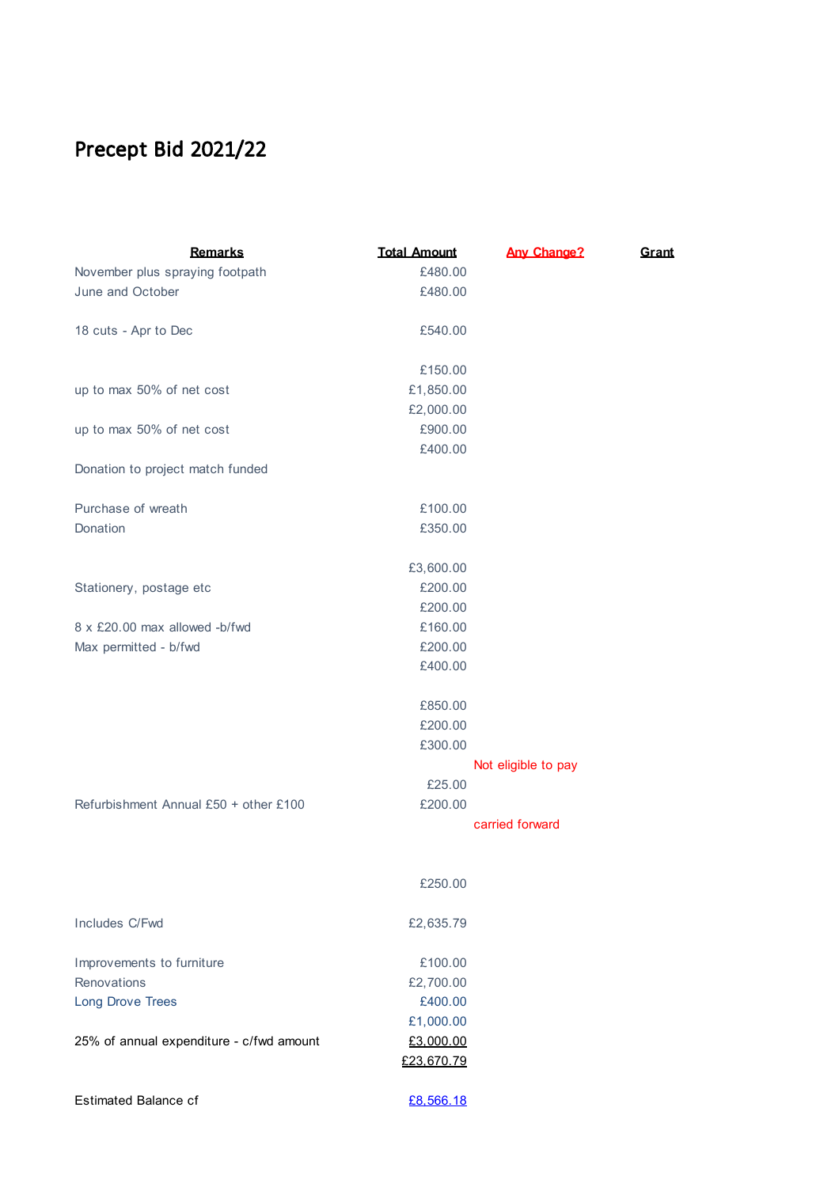# Precept Bid 2021/22

| Remarks | Total Amount | Any Change? | Grant |
|---|---|---|---|
| November plus spraying footpath | £480.00 | | |
| June and October | £480.00 | | |
| | | | |
| 18 cuts - Apr to Dec | £540.00 | | |
| | | | |
| | £150.00 | | |
| up to max 50% of net cost | £1,850.00 | | |
| | £2,000.00 | | |
| up to max 50% of net cost | £900.00 | | |
| | £400.00 | | |
| Donation to project match funded | | | |
| | | | |
| Purchase of wreath | £100.00 | | |
| Donation | £350.00 | | |
| | | | |
| | £3,600.00 | | |
| Stationery, postage etc | £200.00 | | |
| | £200.00 | | |
| 8 x £20.00 max allowed -b/fwd | £160.00 | | |
| Max permitted - b/fwd | £200.00 | | |
| | £400.00 | | |
| | | | |
| | £850.00 | | |
| | £200.00 | | |
| | £300.00 | | |
| | | Not eligible to pay | |
| | £25.00 | | |
| Refurbishment Annual £50 + other £100 | £200.00 | | |
| | | carried forward | |
| | | | |
| | | | |
| | £250.00 | | |
| | | | |
| Includes C/Fwd | £2,635.79 | | |
| | | | |
| Improvements to furniture | £100.00 | | |
| Renovations | £2,700.00 | | |
| Long Drove Trees | £400.00 | | |
| | £1,000.00 | | |
| 25% of annual expenditure - c/fwd amount | £3,000.00 | | |
| | £23,670.79 | | |
| | | | |
| Estimated Balance cf | £8,566.18 | | |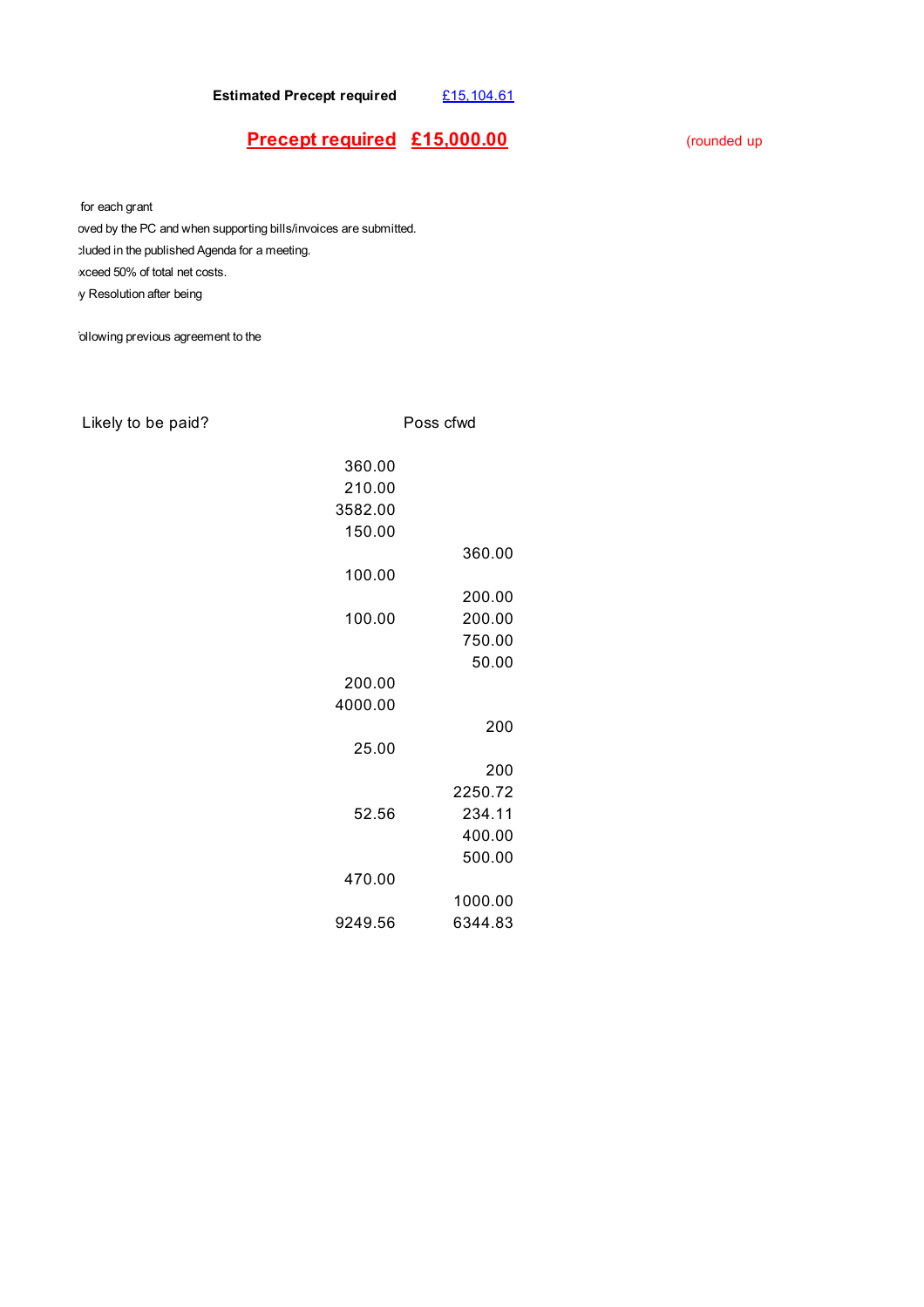**Estimated Precept required** £15,104.61

**Precept required** **£15,000.00** (rounded up

for each grant
oved by the PC and when supporting bills/invoices are submitted.
cluded in the published Agenda for a meeting.
xceed 50% of total net costs.
y Resolution after being

ollowing previous agreement to the

| Likely to be paid? | | Poss cfwd |
|---|---|---|
| | 360.00 | |
| | 210.00 | |
| | 3582.00 | |
| | 150.00 | |
| | | 360.00 |
| | 100.00 | |
| | | 200.00 |
| | 100.00 | 200.00 |
| | | 750.00 |
| | | 50.00 |
| | 200.00 | |
| | 4000.00 | |
| | | 200 |
| | 25.00 | |
| | | 200 |
| | | 2250.72 |
| | 52.56 | 234.11 |
| | | 400.00 |
| | | 500.00 |
| | 470.00 | |
| | | 1000.00 |
| | 9249.56 | 6344.83 |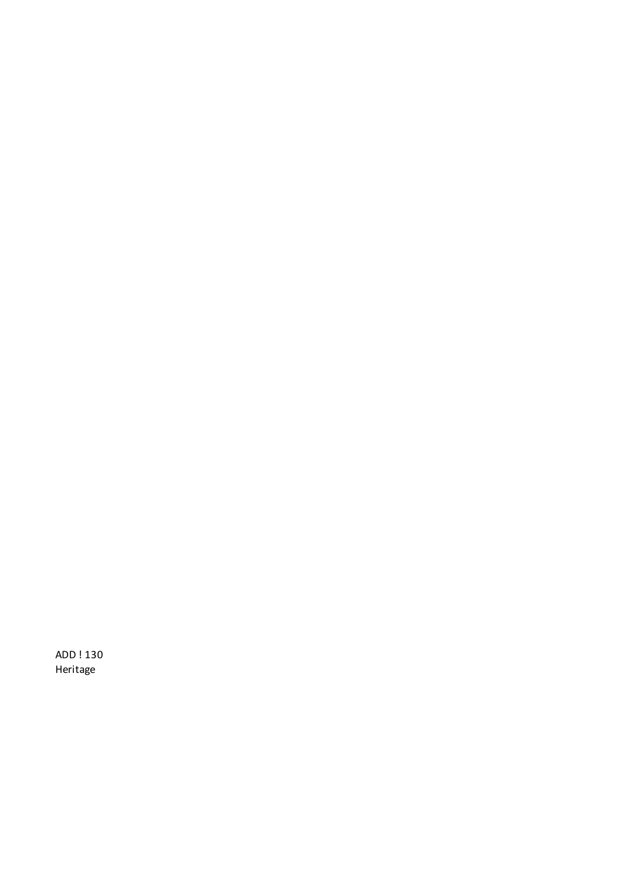ADD ! 130
Heritage